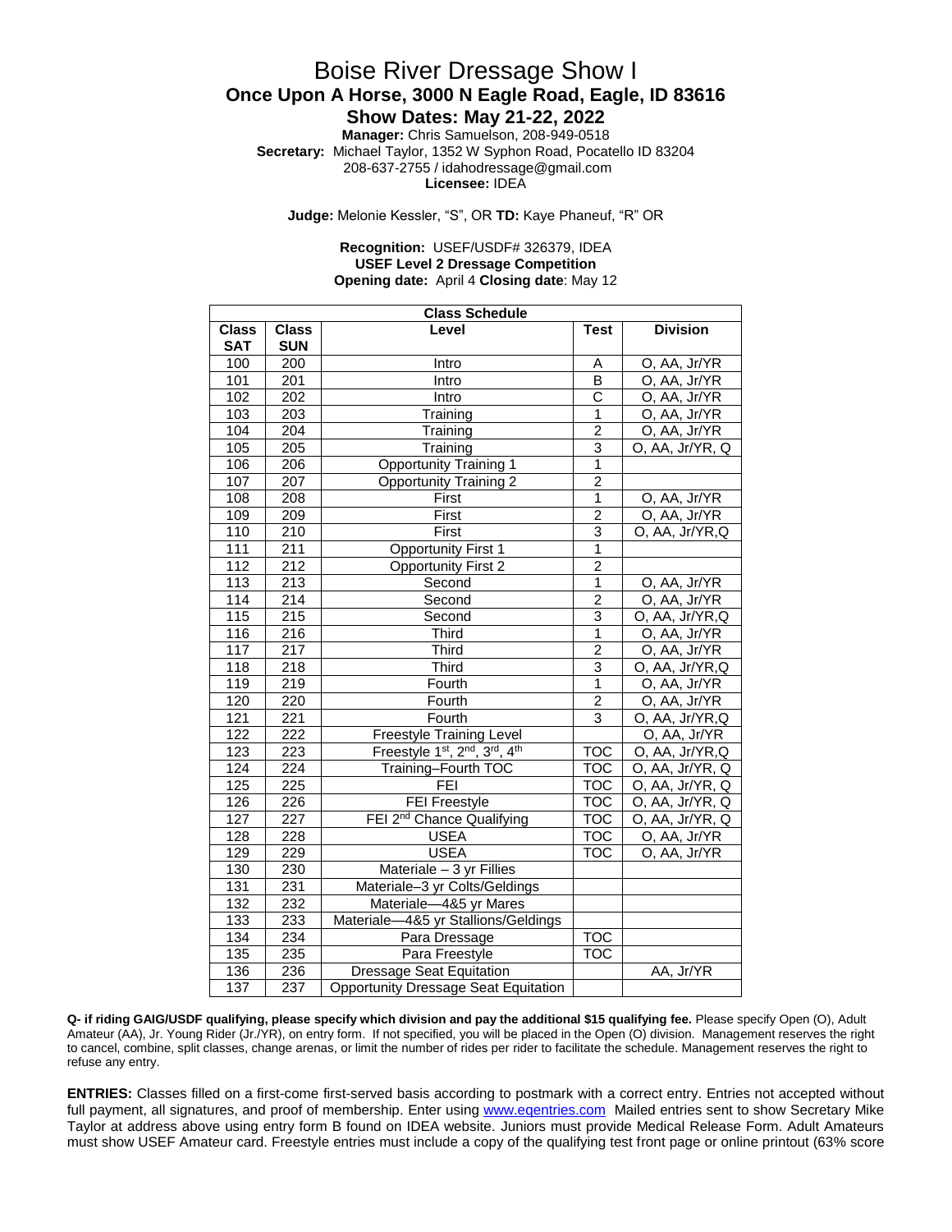# Boise River Dressage Show I

## Once Upon A Horse, 3000 N Eagle Road, Eagle, ID 83616

## Show Dates: May 21-22, 2022

**Manager:** Chris Samuelson, 208-949-0518
**Secretary:** Michael Taylor, 1352 W Syphon Road, Pocatello ID 83204
208-637-2755 / idahodressage@gmail.com
**Licensee:** IDEA

**Judge:** Melonie Kessler, "S", OR **TD:** Kaye Phaneuf, "R" OR

**Recognition:** USEF/USDF# 326379, IDEA
**USEF Level 2 Dressage Competition**
**Opening date:** April 4 **Closing date**: May 12

| Class Schedule | | | | |
|---|---|---|---|---|
| **Class SAT** | **Class SUN** | **Level** | **Test** | **Division** |
| 100 | 200 | Intro | A | O, AA, Jr/YR |
| 101 | 201 | Intro | B | O, AA, Jr/YR |
| 102 | 202 | Intro | C | O, AA, Jr/YR |
| 103 | 203 | Training | 1 | O, AA, Jr/YR |
| 104 | 204 | Training | 2 | O, AA, Jr/YR |
| 105 | 205 | Training | 3 | O, AA, Jr/YR, Q |
| 106 | 206 | Opportunity Training 1 | 1 | |
| 107 | 207 | Opportunity Training 2 | 2 | |
| 108 | 208 | First | 1 | O, AA, Jr/YR |
| 109 | 209 | First | 2 | O, AA, Jr/YR |
| 110 | 210 | First | 3 | O, AA, Jr/YR,Q |
| 111 | 211 | Opportunity First 1 | 1 | |
| 112 | 212 | Opportunity First 2 | 2 | |
| 113 | 213 | Second | 1 | O, AA, Jr/YR |
| 114 | 214 | Second | 2 | O, AA, Jr/YR |
| 115 | 215 | Second | 3 | O, AA, Jr/YR,Q |
| 116 | 216 | Third | 1 | O, AA, Jr/YR |
| 117 | 217 | Third | 2 | O, AA, Jr/YR |
| 118 | 218 | Third | 3 | O, AA, Jr/YR,Q |
| 119 | 219 | Fourth | 1 | O, AA, Jr/YR |
| 120 | 220 | Fourth | 2 | O, AA, Jr/YR |
| 121 | 221 | Fourth | 3 | O, AA, Jr/YR,Q |
| 122 | 222 | Freestyle Training Level | | O, AA, Jr/YR |
| 123 | 223 | Freestyle 1st, 2nd, 3rd, 4th | TOC | O, AA, Jr/YR,Q |
| 124 | 224 | Training–Fourth TOC | TOC | O, AA, Jr/YR, Q |
| 125 | 225 | FEI | TOC | O, AA, Jr/YR, Q |
| 126 | 226 | FEI Freestyle | TOC | O, AA, Jr/YR, Q |
| 127 | 227 | FEI 2nd Chance Qualifying | TOC | O, AA, Jr/YR, Q |
| 128 | 228 | USEA | TOC | O, AA, Jr/YR |
| 129 | 229 | USEA | TOC | O, AA, Jr/YR |
| 130 | 230 | Materiale – 3 yr Fillies | | |
| 131 | 231 | Materiale–3 yr Colts/Geldings | | |
| 132 | 232 | Materiale—4&5 yr Mares | | |
| 133 | 233 | Materiale—4&5 yr Stallions/Geldings | | |
| 134 | 234 | Para Dressage | TOC | |
| 135 | 235 | Para Freestyle | TOC | |
| 136 | 236 | Dressage Seat Equitation | | AA, Jr/YR |
| 137 | 237 | Opportunity Dressage Seat Equitation | | |

**Q- if riding GAIG/USDF qualifying, please specify which division and pay the additional $15 qualifying fee.** Please specify Open (O), Adult Amateur (AA), Jr. Young Rider (Jr./YR), on entry form. If not specified, you will be placed in the Open (O) division. Management reserves the right to cancel, combine, split classes, change arenas, or limit the number of rides per rider to facilitate the schedule. Management reserves the right to refuse any entry.

**ENTRIES:** Classes filled on a first-come first-served basis according to postmark with a correct entry. Entries not accepted without full payment, all signatures, and proof of membership. Enter using www.eqentries.com Mailed entries sent to show Secretary Mike Taylor at address above using entry form B found on IDEA website. Juniors must provide Medical Release Form. Adult Amateurs must show USEF Amateur card. Freestyle entries must include a copy of the qualifying test front page or online printout (63% score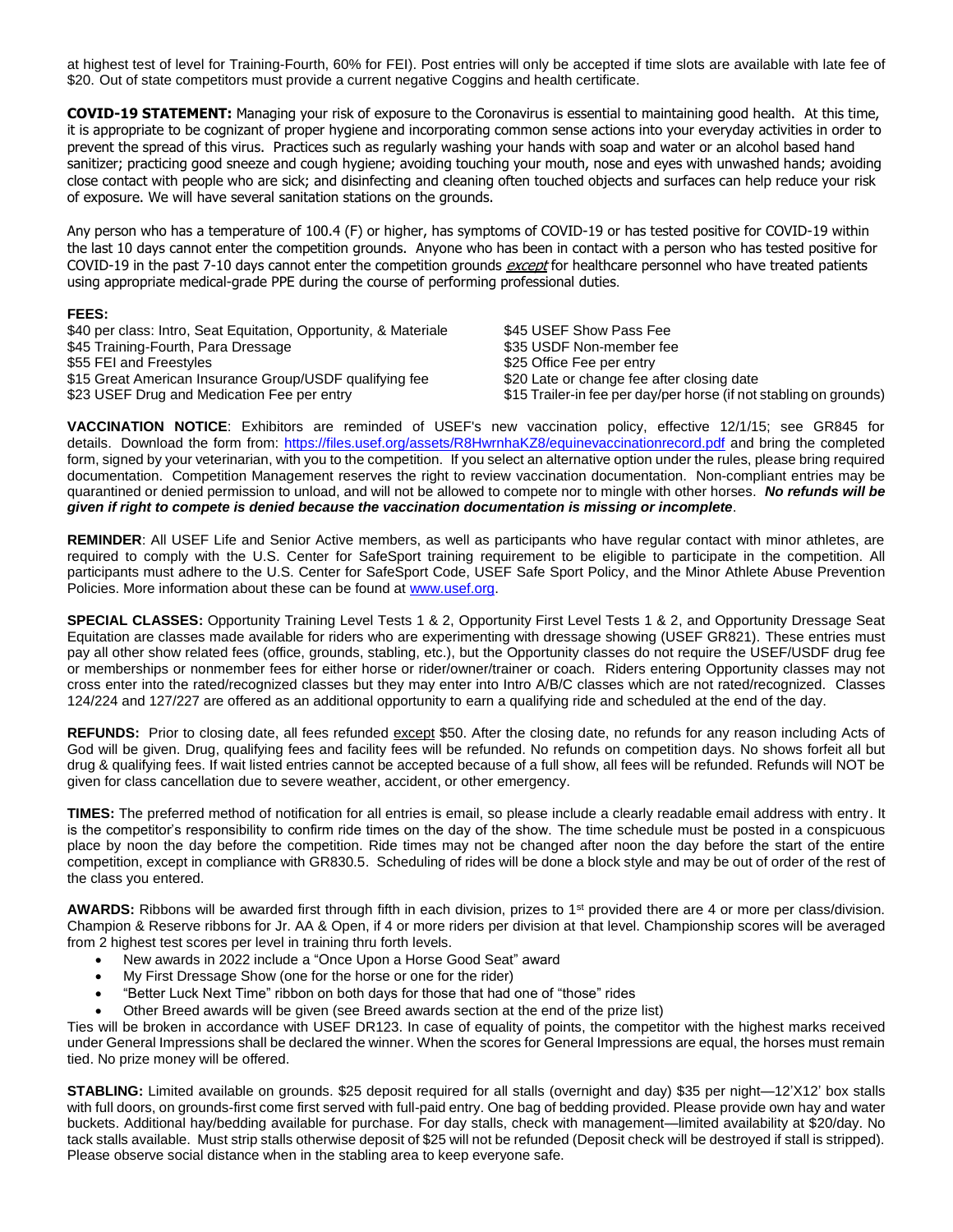at highest test of level for Training-Fourth, 60% for FEI). Post entries will only be accepted if time slots are available with late fee of $20. Out of state competitors must provide a current negative Coggins and health certificate.

**COVID-19 STATEMENT:** Managing your risk of exposure to the Coronavirus is essential to maintaining good health. At this time, it is appropriate to be cognizant of proper hygiene and incorporating common sense actions into your everyday activities in order to prevent the spread of this virus. Practices such as regularly washing your hands with soap and water or an alcohol based hand sanitizer; practicing good sneeze and cough hygiene; avoiding touching your mouth, nose and eyes with unwashed hands; avoiding close contact with people who are sick; and disinfecting and cleaning often touched objects and surfaces can help reduce your risk of exposure. We will have several sanitation stations on the grounds.

Any person who has a temperature of 100.4 (F) or higher, has symptoms of COVID-19 or has tested positive for COVID-19 within the last 10 days cannot enter the competition grounds. Anyone who has been in contact with a person who has tested positive for COVID-19 in the past 7-10 days cannot enter the competition grounds *except* for healthcare personnel who have treated patients using appropriate medical-grade PPE during the course of performing professional duties.

**FEES:**

$40 per class: Intro, Seat Equitation, Opportunity, & Materiale
$45 Training-Fourth, Para Dressage
$55 FEI and Freestyles
$15 Great American Insurance Group/USDF qualifying fee
$23 USEF Drug and Medication Fee per entry

$45 USEF Show Pass Fee
$35 USDF Non-member fee
$25 Office Fee per entry
$20 Late or change fee after closing date
$15 Trailer-in fee per day/per horse (if not stabling on grounds)

**VACCINATION NOTICE**: Exhibitors are reminded of USEF's new vaccination policy, effective 12/1/15; see GR845 for details. Download the form from: https://files.usef.org/assets/R8HwrnhaKZ8/equinevaccinationrecord.pdf and bring the completed form, signed by your veterinarian, with you to the competition. If you select an alternative option under the rules, please bring required documentation. Competition Management reserves the right to review vaccination documentation. Non-compliant entries may be quarantined or denied permission to unload, and will not be allowed to compete nor to mingle with other horses. ***No refunds will be given if right to compete is denied because the vaccination documentation is missing or incomplete***.

**REMINDER**: All USEF Life and Senior Active members, as well as participants who have regular contact with minor athletes, are required to comply with the U.S. Center for SafeSport training requirement to be eligible to participate in the competition. All participants must adhere to the U.S. Center for SafeSport Code, USEF Safe Sport Policy, and the Minor Athlete Abuse Prevention Policies. More information about these can be found at www.usef.org.

**SPECIAL CLASSES:** Opportunity Training Level Tests 1 & 2, Opportunity First Level Tests 1 & 2, and Opportunity Dressage Seat Equitation are classes made available for riders who are experimenting with dressage showing (USEF GR821). These entries must pay all other show related fees (office, grounds, stabling, etc.), but the Opportunity classes do not require the USEF/USDF drug fee or memberships or nonmember fees for either horse or rider/owner/trainer or coach. Riders entering Opportunity classes may not cross enter into the rated/recognized classes but they may enter into Intro A/B/C classes which are not rated/recognized. Classes 124/224 and 127/227 are offered as an additional opportunity to earn a qualifying ride and scheduled at the end of the day.

**REFUNDS:** Prior to closing date, all fees refunded except $50. After the closing date, no refunds for any reason including Acts of God will be given. Drug, qualifying fees and facility fees will be refunded. No refunds on competition days. No shows forfeit all but drug & qualifying fees. If wait listed entries cannot be accepted because of a full show, all fees will be refunded. Refunds will NOT be given for class cancellation due to severe weather, accident, or other emergency.

**TIMES:** The preferred method of notification for all entries is email, so please include a clearly readable email address with entry. It is the competitor's responsibility to confirm ride times on the day of the show. The time schedule must be posted in a conspicuous place by noon the day before the competition. Ride times may not be changed after noon the day before the start of the entire competition, except in compliance with GR830.5. Scheduling of rides will be done a block style and may be out of order of the rest of the class you entered.

**AWARDS:** Ribbons will be awarded first through fifth in each division, prizes to 1st provided there are 4 or more per class/division. Champion & Reserve ribbons for Jr. AA & Open, if 4 or more riders per division at that level. Championship scores will be averaged from 2 highest test scores per level in training thru forth levels.

- New awards in 2022 include a "Once Upon a Horse Good Seat" award
- My First Dressage Show (one for the horse or one for the rider)
- "Better Luck Next Time" ribbon on both days for those that had one of "those" rides
- Other Breed awards will be given (see Breed awards section at the end of the prize list)

Ties will be broken in accordance with USEF DR123. In case of equality of points, the competitor with the highest marks received under General Impressions shall be declared the winner. When the scores for General Impressions are equal, the horses must remain tied. No prize money will be offered.

**STABLING:** Limited available on grounds. $25 deposit required for all stalls (overnight and day) $35 per night—12'X12' box stalls with full doors, on grounds-first come first served with full-paid entry. One bag of bedding provided. Please provide own hay and water buckets. Additional hay/bedding available for purchase. For day stalls, check with management—limited availability at $20/day. No tack stalls available. Must strip stalls otherwise deposit of $25 will not be refunded (Deposit check will be destroyed if stall is stripped). Please observe social distance when in the stabling area to keep everyone safe.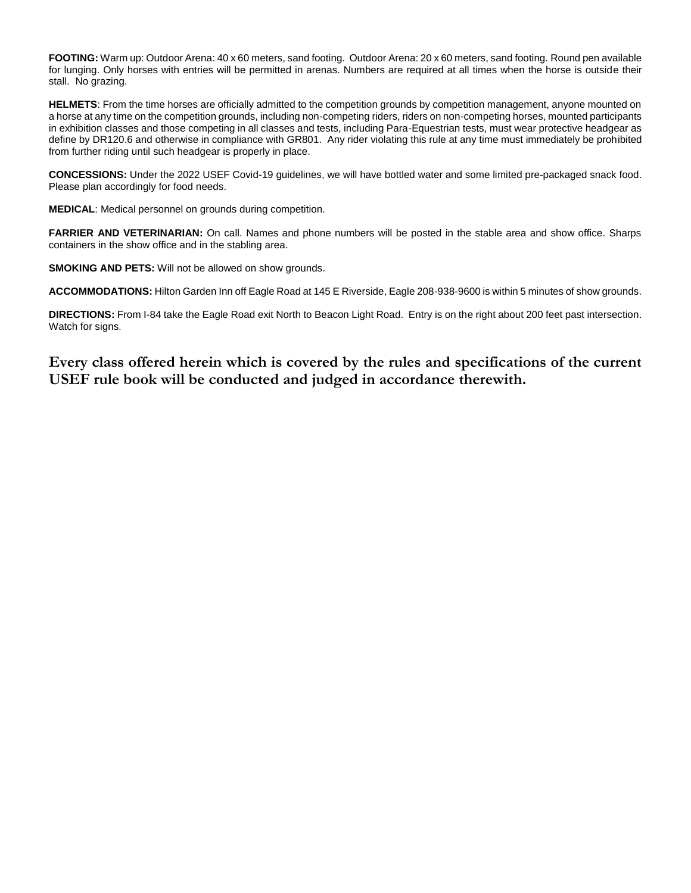**FOOTING:** Warm up: Outdoor Arena: 40 x 60 meters, sand footing. Outdoor Arena: 20 x 60 meters, sand footing. Round pen available for lunging. Only horses with entries will be permitted in arenas. Numbers are required at all times when the horse is outside their stall. No grazing.

**HELMETS**: From the time horses are officially admitted to the competition grounds by competition management, anyone mounted on a horse at any time on the competition grounds, including non-competing riders, riders on non-competing horses, mounted participants in exhibition classes and those competing in all classes and tests, including Para-Equestrian tests, must wear protective headgear as define by DR120.6 and otherwise in compliance with GR801. Any rider violating this rule at any time must immediately be prohibited from further riding until such headgear is properly in place.

**CONCESSIONS:** Under the 2022 USEF Covid-19 guidelines, we will have bottled water and some limited pre-packaged snack food. Please plan accordingly for food needs.

**MEDICAL**: Medical personnel on grounds during competition.

**FARRIER AND VETERINARIAN:** On call. Names and phone numbers will be posted in the stable area and show office. Sharps containers in the show office and in the stabling area.

**SMOKING AND PETS:** Will not be allowed on show grounds.

**ACCOMMODATIONS:** Hilton Garden Inn off Eagle Road at 145 E Riverside, Eagle 208-938-9600 is within 5 minutes of show grounds.

**DIRECTIONS:** From I-84 take the Eagle Road exit North to Beacon Light Road. Entry is on the right about 200 feet past intersection. Watch for signs.

**Every class offered herein which is covered by the rules and specifications of the current USEF rule book will be conducted and judged in accordance therewith.**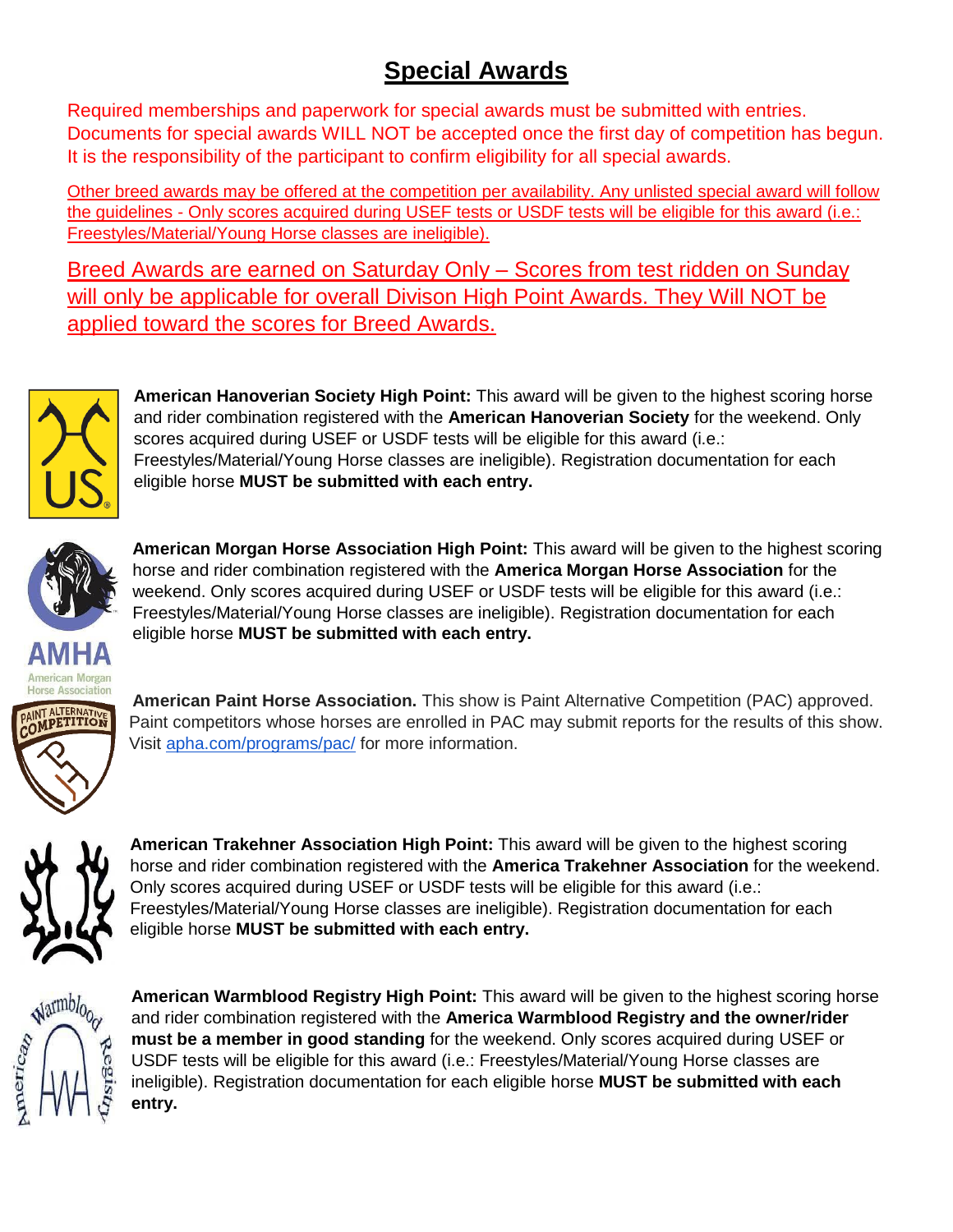# Special Awards

Required memberships and paperwork for special awards must be submitted with entries. Documents for special awards WILL NOT be accepted once the first day of competition has begun. It is the responsibility of the participant to confirm eligibility for all special awards.

Other breed awards may be offered at the competition per availability. Any unlisted special award will follow the guidelines - Only scores acquired during USEF tests or USDF tests will be eligible for this award (i.e.: Freestyles/Material/Young Horse classes are ineligible).

Breed Awards are earned on Saturday Only – Scores from test ridden on Sunday will only be applicable for overall Divison High Point Awards. They Will NOT be applied toward the scores for Breed Awards.

**American Hanoverian Society High Point:** This award will be given to the highest scoring horse and rider combination registered with the **American Hanoverian Society** for the weekend. Only scores acquired during USEF or USDF tests will be eligible for this award (i.e.: Freestyles/Material/Young Horse classes are ineligible). Registration documentation for each eligible horse **MUST be submitted with each entry.**

**American Morgan Horse Association High Point:** This award will be given to the highest scoring horse and rider combination registered with the **America Morgan Horse Association** for the weekend. Only scores acquired during USEF or USDF tests will be eligible for this award (i.e.: Freestyles/Material/Young Horse classes are ineligible). Registration documentation for each eligible horse **MUST be submitted with each entry.**

**American Paint Horse Association.** This show is Paint Alternative Competition (PAC) approved. Paint competitors whose horses are enrolled in PAC may submit reports for the results of this show. Visit apha.com/programs/pac/ for more information.

**American Trakehner Association High Point:** This award will be given to the highest scoring horse and rider combination registered with the **America Trakehner Association** for the weekend. Only scores acquired during USEF or USDF tests will be eligible for this award (i.e.: Freestyles/Material/Young Horse classes are ineligible). Registration documentation for each eligible horse **MUST be submitted with each entry.**

**American Warmblood Registry High Point:** This award will be given to the highest scoring horse and rider combination registered with the **America Warmblood Registry and the owner/rider must be a member in good standing** for the weekend. Only scores acquired during USEF or USDF tests will be eligible for this award (i.e.: Freestyles/Material/Young Horse classes are ineligible). Registration documentation for each eligible horse **MUST be submitted with each entry.**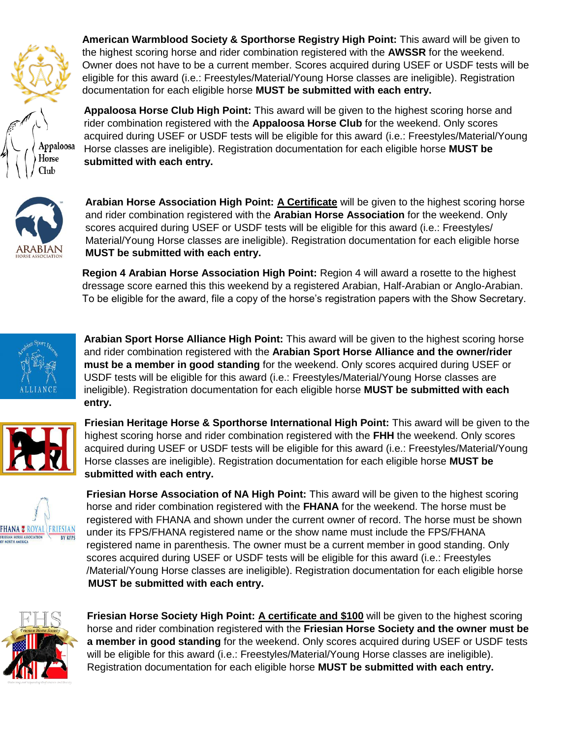**American Warmblood Society & Sporthorse Registry High Point:** This award will be given to the highest scoring horse and rider combination registered with the **AWSSR** for the weekend. Owner does not have to be a current member. Scores acquired during USEF or USDF tests will be eligible for this award (i.e.: Freestyles/Material/Young Horse classes are ineligible). Registration documentation for each eligible horse **MUST be submitted with each entry.**

**Appaloosa Horse Club High Point:** This award will be given to the highest scoring horse and rider combination registered with the **Appaloosa Horse Club** for the weekend. Only scores acquired during USEF or USDF tests will be eligible for this award (i.e.: Freestyles/Material/Young Horse classes are ineligible). Registration documentation for each eligible horse **MUST be submitted with each entry.**

**Arabian Horse Association High Point: A Certificate** will be given to the highest scoring horse and rider combination registered with the **Arabian Horse Association** for the weekend. Only scores acquired during USEF or USDF tests will be eligible for this award (i.e.: Freestyles/ Material/Young Horse classes are ineligible). Registration documentation for each eligible horse **MUST be submitted with each entry.**

**Region 4 Arabian Horse Association High Point:** Region 4 will award a rosette to the highest dressage score earned this this weekend by a registered Arabian, Half-Arabian or Anglo-Arabian. To be eligible for the award, file a copy of the horse's registration papers with the Show Secretary.

**Arabian Sport Horse Alliance High Point:** This award will be given to the highest scoring horse and rider combination registered with the **Arabian Sport Horse Alliance and the owner/rider must be a member in good standing** for the weekend. Only scores acquired during USEF or USDF tests will be eligible for this award (i.e.: Freestyles/Material/Young Horse classes are ineligible). Registration documentation for each eligible horse **MUST be submitted with each entry.**

**Friesian Heritage Horse & Sporthorse International High Point:** This award will be given to the highest scoring horse and rider combination registered with the **FHH** the weekend. Only scores acquired during USEF or USDF tests will be eligible for this award (i.e.: Freestyles/Material/Young Horse classes are ineligible). Registration documentation for each eligible horse **MUST be submitted with each entry.**

**Friesian Horse Association of NA High Point:** This award will be given to the highest scoring horse and rider combination registered with the **FHANA** for the weekend. The horse must be registered with FHANA and shown under the current owner of record. The horse must be shown under its FPS/FHANA registered name or the show name must include the FPS/FHANA registered name in parenthesis. The owner must be a current member in good standing. Only scores acquired during USEF or USDF tests will be eligible for this award (i.e.: Freestyles /Material/Young Horse classes are ineligible). Registration documentation for each eligible horse **MUST be submitted with each entry.**

**Friesian Horse Society High Point: A certificate and $100** will be given to the highest scoring horse and rider combination registered with the **Friesian Horse Society and the owner must be a member in good standing** for the weekend. Only scores acquired during USEF or USDF tests will be eligible for this award (i.e.: Freestyles/Material/Young Horse classes are ineligible). Registration documentation for each eligible horse **MUST be submitted with each entry.**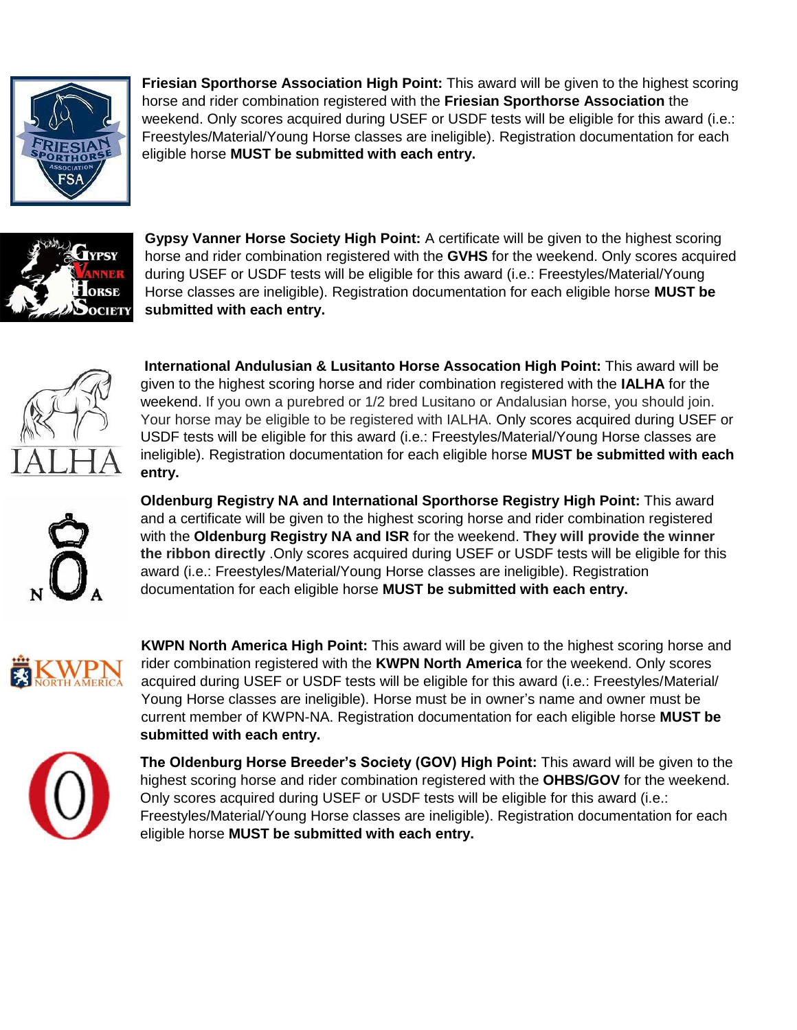**Friesian Sporthorse Association High Point:** This award will be given to the highest scoring horse and rider combination registered with the **Friesian Sporthorse Association** the weekend. Only scores acquired during USEF or USDF tests will be eligible for this award (i.e.: Freestyles/Material/Young Horse classes are ineligible). Registration documentation for each eligible horse **MUST be submitted with each entry.**

**Gypsy Vanner Horse Society High Point:** A certificate will be given to the highest scoring horse and rider combination registered with the **GVHS** for the weekend. Only scores acquired during USEF or USDF tests will be eligible for this award (i.e.: Freestyles/Material/Young Horse classes are ineligible). Registration documentation for each eligible horse **MUST be submitted with each entry.**

**International Andulusian & Lusitanto Horse Assocation High Point:** This award will be given to the highest scoring horse and rider combination registered with the **IALHA** for the weekend. If you own a purebred or 1/2 bred Lusitano or Andalusian horse, you should join. Your horse may be eligible to be registered with IALHA. Only scores acquired during USEF or USDF tests will be eligible for this award (i.e.: Freestyles/Material/Young Horse classes are ineligible). Registration documentation for each eligible horse **MUST be submitted with each entry.**

**Oldenburg Registry NA and International Sporthorse Registry High Point:** This award and a certificate will be given to the highest scoring horse and rider combination registered with the **Oldenburg Registry NA and ISR** for the weekend. **They will provide the winner the ribbon directly** .Only scores acquired during USEF or USDF tests will be eligible for this award (i.e.: Freestyles/Material/Young Horse classes are ineligible). Registration documentation for each eligible horse **MUST be submitted with each entry.**

**KWPN North America High Point:** This award will be given to the highest scoring horse and rider combination registered with the **KWPN North America** for the weekend. Only scores acquired during USEF or USDF tests will be eligible for this award (i.e.: Freestyles/Material/ Young Horse classes are ineligible). Horse must be in owner's name and owner must be current member of KWPN-NA. Registration documentation for each eligible horse **MUST be submitted with each entry.**

**The Oldenburg Horse Breeder's Society (GOV) High Point:** This award will be given to the highest scoring horse and rider combination registered with the **OHBS/GOV** for the weekend. Only scores acquired during USEF or USDF tests will be eligible for this award (i.e.: Freestyles/Material/Young Horse classes are ineligible). Registration documentation for each eligible horse **MUST be submitted with each entry.**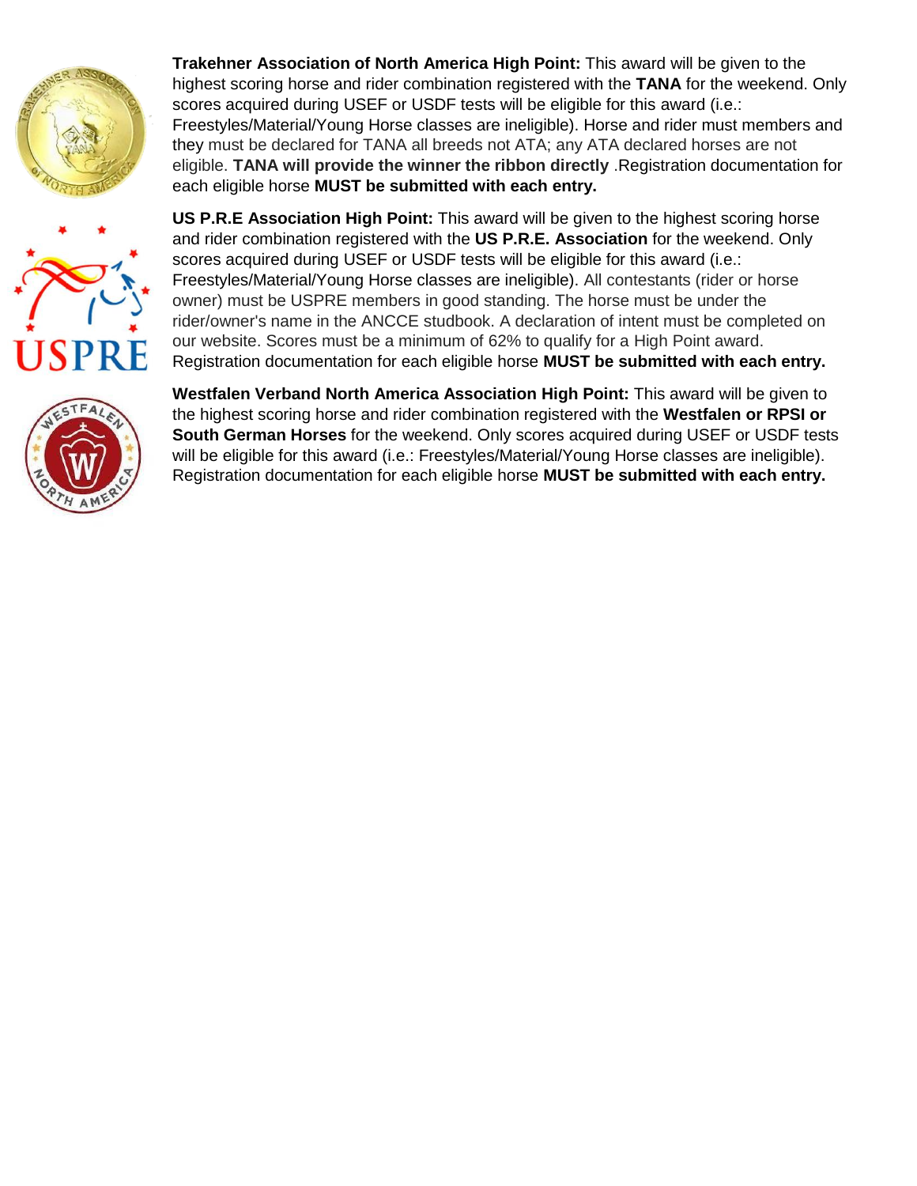**Trakehner Association of North America High Point:** This award will be given to the highest scoring horse and rider combination registered with the **TANA** for the weekend. Only scores acquired during USEF or USDF tests will be eligible for this award (i.e.: Freestyles/Material/Young Horse classes are ineligible). Horse and rider must members and they must be declared for TANA all breeds not ATA; any ATA declared horses are not eligible. **TANA will provide the winner the ribbon directly** .Registration documentation for each eligible horse **MUST be submitted with each entry.**

**US P.R.E Association High Point:** This award will be given to the highest scoring horse and rider combination registered with the **US P.R.E. Association** for the weekend. Only scores acquired during USEF or USDF tests will be eligible for this award (i.e.: Freestyles/Material/Young Horse classes are ineligible). All contestants (rider or horse owner) must be USPRE members in good standing. The horse must be under the rider/owner's name in the ANCCE studbook. A declaration of intent must be completed on our website. Scores must be a minimum of 62% to qualify for a High Point award. Registration documentation for each eligible horse **MUST be submitted with each entry.**

**Westfalen Verband North America Association High Point:** This award will be given to the highest scoring horse and rider combination registered with the **Westfalen or RPSI or South German Horses** for the weekend. Only scores acquired during USEF or USDF tests will be eligible for this award (i.e.: Freestyles/Material/Young Horse classes are ineligible). Registration documentation for each eligible horse **MUST be submitted with each entry.**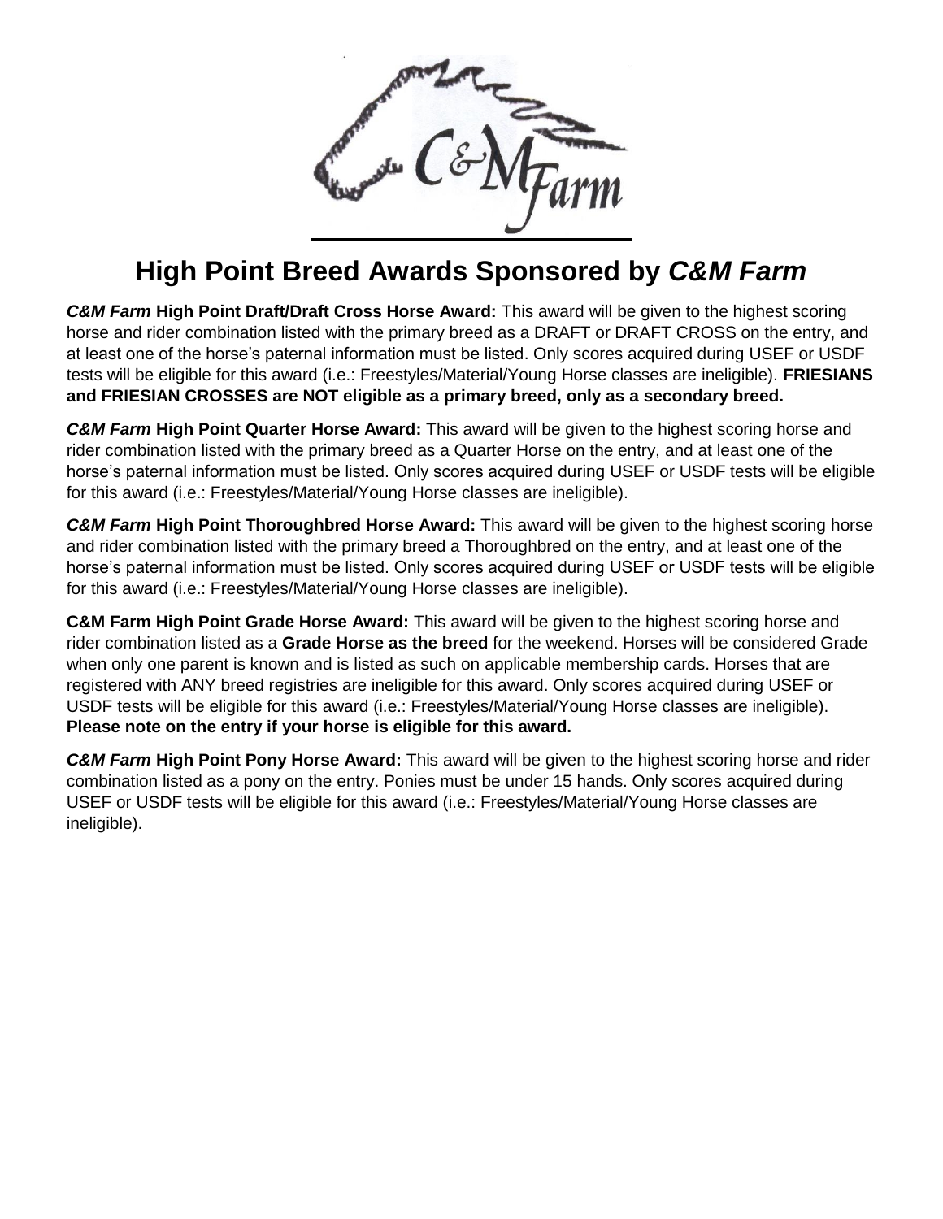# High Point Breed Awards Sponsored by *C&M Farm*

***C&M Farm*** **High Point Draft/Draft Cross Horse Award:** This award will be given to the highest scoring horse and rider combination listed with the primary breed as a DRAFT or DRAFT CROSS on the entry, and at least one of the horse's paternal information must be listed. Only scores acquired during USEF or USDF tests will be eligible for this award (i.e.: Freestyles/Material/Young Horse classes are ineligible). **FRIESIANS and FRIESIAN CROSSES are NOT eligible as a primary breed, only as a secondary breed.**

***C&M Farm*** **High Point Quarter Horse Award:** This award will be given to the highest scoring horse and rider combination listed with the primary breed as a Quarter Horse on the entry, and at least one of the horse's paternal information must be listed. Only scores acquired during USEF or USDF tests will be eligible for this award (i.e.: Freestyles/Material/Young Horse classes are ineligible).

***C&M Farm*** **High Point Thoroughbred Horse Award:** This award will be given to the highest scoring horse and rider combination listed with the primary breed a Thoroughbred on the entry, and at least one of the horse's paternal information must be listed. Only scores acquired during USEF or USDF tests will be eligible for this award (i.e.: Freestyles/Material/Young Horse classes are ineligible).

**C&M Farm High Point Grade Horse Award:** This award will be given to the highest scoring horse and rider combination listed as a **Grade Horse as the breed** for the weekend. Horses will be considered Grade when only one parent is known and is listed as such on applicable membership cards. Horses that are registered with ANY breed registries are ineligible for this award. Only scores acquired during USEF or USDF tests will be eligible for this award (i.e.: Freestyles/Material/Young Horse classes are ineligible). **Please note on the entry if your horse is eligible for this award.**

***C&M Farm*** **High Point Pony Horse Award:** This award will be given to the highest scoring horse and rider combination listed as a pony on the entry. Ponies must be under 15 hands. Only scores acquired during USEF or USDF tests will be eligible for this award (i.e.: Freestyles/Material/Young Horse classes are ineligible).